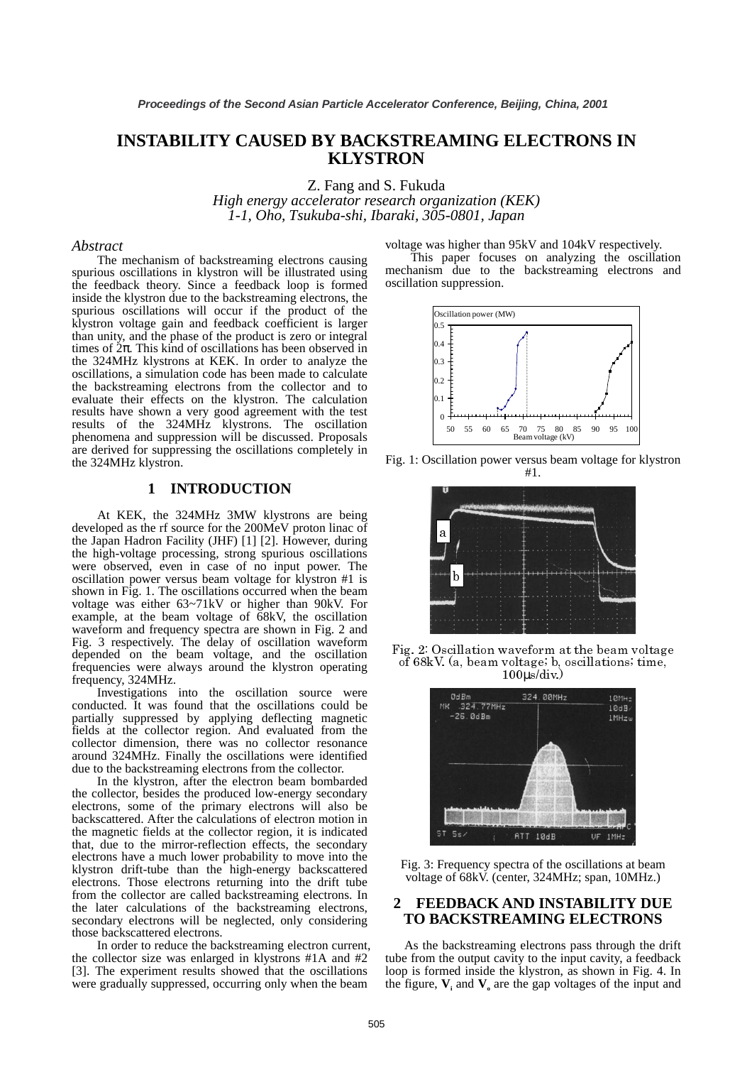# INSTABILITY CAUSED BY BACKSTREAMING ELECTRONS IN KLYSTRON

Z. Fang and S. Fukuda

*High energy accelerator research organization (KEK)*
*1-1, Oho, Tsukuba-shi, Ibaraki, 305-0801, Japan*

### *Abstract*

The mechanism of backstreaming electrons causing spurious oscillations in klystron will be illustrated using the feedback theory. Since a feedback loop is formed inside the klystron due to the backstreaming electrons, the spurious oscillations will occur if the product of the klystron voltage gain and feedback coefficient is larger than unity, and the phase of the product is zero or integral times of $2\pi$. This kind of oscillations has been observed in the 324MHz klystrons at KEK. In order to analyze the oscillations, a simulation code has been made to calculate the backstreaming electrons from the collector and to evaluate their effects on the klystron. The calculation results have shown a very good agreement with the test results of the 324MHz klystrons. The oscillation phenomena and suppression will be discussed. Proposals are derived for suppressing the oscillations completely in the 324MHz klystron.

## 1 INTRODUCTION

At KEK, the 324MHz 3MW klystrons are being developed as the rf source for the 200MeV proton linac of the Japan Hadron Facility (JHF) [1] [2]. However, during the high-voltage processing, strong spurious oscillations were observed, even in case of no input power. The oscillation power versus beam voltage for klystron #1 is shown in Fig. 1. The oscillations occurred when the beam voltage was either 63~71kV or higher than 90kV. For example, at the beam voltage of 68kV, the oscillation waveform and frequency spectra are shown in Fig. 2 and Fig. 3 respectively. The delay of oscillation waveform depended on the beam voltage, and the oscillation frequencies were always around the klystron operating frequency, 324MHz.

Investigations into the oscillation source were conducted. It was found that the oscillations could be partially suppressed by applying deflecting magnetic fields at the collector region. And evaluated from the collector dimension, there was no collector resonance around 324MHz. Finally the oscillations were identified due to the backstreaming electrons from the collector.

In the klystron, after the electron beam bombarded the collector, besides the produced low-energy secondary electrons, some of the primary electrons will also be backscattered. After the calculations of electron motion in the magnetic fields at the collector region, it is indicated that, due to the mirror-reflection effects, the secondary electrons have a much lower probability to move into the klystron drift-tube than the high-energy backscattered electrons. Those electrons returning into the drift tube from the collector are called backstreaming electrons. In the later calculations of the backstreaming electrons, secondary electrons will be neglected, only considering those backscattered electrons.

In order to reduce the backstreaming electron current, the collector size was enlarged in klystrons #1A and #2 [3]. The experiment results showed that the oscillations were gradually suppressed, occurring only when the beam voltage was higher than 95kV and 104kV respectively.

This paper focuses on analyzing the oscillation mechanism due to the backstreaming electrons and oscillation suppression.

Fig. 1: Oscillation power versus beam voltage for klystron #1.

Fig. 2: Oscillation waveform at the beam voltage of 68kV. (a, beam voltage; b, oscillations; time, 100μs/div.)

Fig. 3: Frequency spectra of the oscillations at beam voltage of 68kV. (center, 324MHz; span, 10MHz.)

## 2 FEEDBACK AND INSTABILITY DUE TO BACKSTREAMING ELECTRONS

As the backstreaming electrons pass through the drift tube from the output cavity to the input cavity, a feedback loop is formed inside the klystron, as shown in Fig. 4. In the figure, $\mathbf{V_i}$ and $\mathbf{V_o}$ are the gap voltages of the input and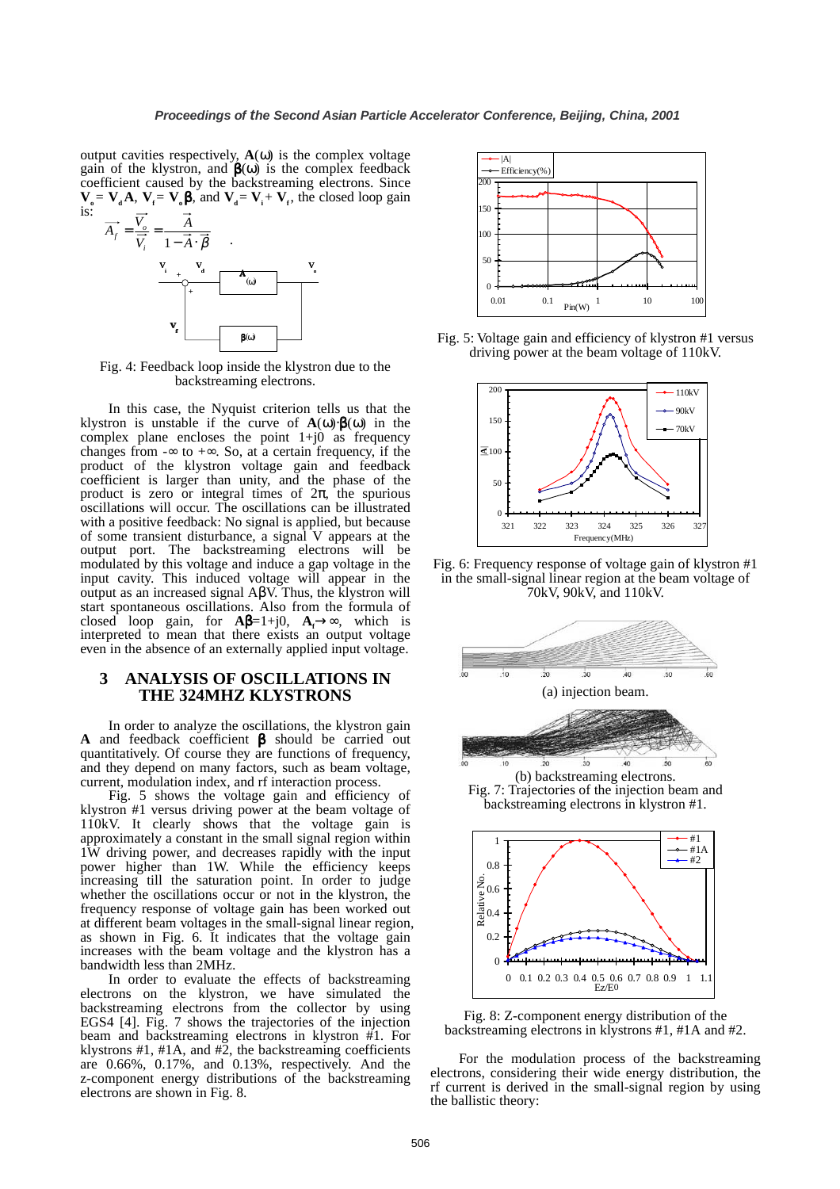output cavities respectively, $\mathbf{A}(\omega)$ is the complex voltage gain of the klystron, and $\boldsymbol{\beta}(\omega)$ is the complex feedback coefficient caused by the backstreaming electrons. Since $\mathbf{V}_o = \mathbf{V}_d\mathbf{A}$, $\mathbf{V}_f = \mathbf{V}_o\boldsymbol{\beta}$, and $\mathbf{V}_d = \mathbf{V}_i + \mathbf{V}_f$, the closed loop gain is:

$$\vec{A}_f = \frac{\vec{V}_o}{\vec{V}_i} = \frac{\vec{A}}{1 - \vec{A} \cdot \vec{\beta}} \quad .$$

Fig. 4: Feedback loop inside the klystron due to the backstreaming electrons.

In this case, the Nyquist criterion tells us that the klystron is unstable if the curve of $\mathbf{A}(\omega)\cdot\boldsymbol{\beta}(\omega)$ in the complex plane encloses the point 1+j0 as frequency changes from $-\infty$ to $+\infty$. So, at a certain frequency, if the product of the klystron voltage gain and feedback coefficient is larger than unity, and the phase of the product is zero or integral times of $2\pi$, the spurious oscillations will occur. The oscillations can be illustrated with a positive feedback: No signal is applied, but because of some transient disturbance, a signal V appears at the output port. The backstreaming electrons will be modulated by this voltage and induce a gap voltage in the input cavity. This induced voltage will appear in the output as an increased signal $A\beta V$. Thus, the klystron will start spontaneous oscillations. Also from the formula of closed loop gain, for $\mathbf{A}\boldsymbol{\beta}$=1+j0, $\mathbf{A}_f \rightarrow \infty$, which is interpreted to mean that there exists an output voltage even in the absence of an externally applied input voltage.

## 3 ANALYSIS OF OSCILLATIONS IN THE 324MHZ KLYSTRONS

In order to analyze the oscillations, the klystron gain $\mathbf{A}$ and feedback coefficient $\boldsymbol{\beta}$ should be carried out quantitatively. Of course they are functions of frequency, and they depend on many factors, such as beam voltage, current, modulation index, and rf interaction process.

Fig. 5 shows the voltage gain and efficiency of klystron #1 versus driving power at the beam voltage of 110kV. It clearly shows that the voltage gain is approximately a constant in the small signal region within 1W driving power, and decreases rapidly with the input power higher than 1W. While the efficiency keeps increasing till the saturation point. In order to judge whether the oscillations occur or not in the klystron, the frequency response of voltage gain has been worked out at different beam voltages in the small-signal linear region, as shown in Fig. 6. It indicates that the voltage gain increases with the beam voltage and the klystron has a bandwidth less than 2MHz.

In order to evaluate the effects of backstreaming electrons on the klystron, we have simulated the backstreaming electrons from the collector by using EGS4 [4]. Fig. 7 shows the trajectories of the injection beam and backstreaming electrons in klystron #1. For klystrons #1, #1A, and #2, the backstreaming coefficients are 0.66%, 0.17%, and 0.13%, respectively. And the z-component energy distributions of the backstreaming electrons are shown in Fig. 8.

Fig. 5: Voltage gain and efficiency of klystron #1 versus driving power at the beam voltage of 110kV.

Fig. 6: Frequency response of voltage gain of klystron #1 in the small-signal linear region at the beam voltage of 70kV, 90kV, and 110kV.

(a) injection beam.

(b) backstreaming electrons.

Fig. 7: Trajectories of the injection beam and backstreaming electrons in klystron #1.

Fig. 8: Z-component energy distribution of the backstreaming electrons in klystrons #1, #1A and #2.

For the modulation process of the backstreaming electrons, considering their wide energy distribution, the rf current is derived in the small-signal region by using the ballistic theory: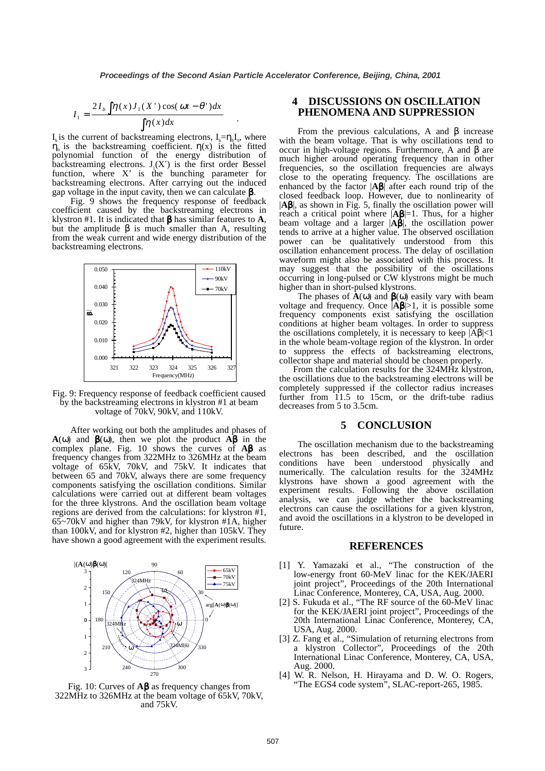$$I_1 = \frac{2I_b \int \eta(x) J_1(X') \cos(\omega t - \theta') dx}{\int \eta(x) dx}$$

$I_b$ is the current of backstreaming electrons, $I_b = \eta_b I_0$, where $\eta_b$ is the backstreaming coefficient. $\eta(x)$ is the fitted polynomial function of the energy distribution of backstreaming electrons. $J_1(X')$ is the first order Bessel function, where X' is the bunching parameter for backstreaming electrons. After carrying out the induced gap voltage in the input cavity, then we can calculate **β**.

Fig. 9 shows the frequency response of feedback coefficient caused by the backstreaming electrons in klystron #1. It is indicated that **β** has similar features to **A**, but the amplitude β is much smaller than A, resulting from the weak current and wide energy distribution of the backstreaming electrons.

0.050
0.040
0.030
0.020
0.010
0.000
|β|
321
322
323
324
325
326
327
Frequency(MHz)
110kV
90kV
70kV

Fig. 9: Frequency response of feedback coefficient caused by the backstreaming electrons in klystron #1 at beam voltage of 70kV, 90kV, and 110kV.

After working out both the amplitudes and phases of **A**(ω) and **β**(ω), then we plot the product **Aβ** in the complex plane. Fig. 10 shows the curves of **Aβ** as frequency changes from 322MHz to 326MHz at the beam voltage of 65kV, 70kV, and 75kV. It indicates that between 65 and 70kV, always there are some frequency components satisfying the oscillation conditions. Similar calculations were carried out at different beam voltages for the three klystrons. And the oscillation beam voltage regions are derived from the calculations: for klystron #1, 65~70kV and higher than 79kV, for klystron #1A, higher than 100kV, and for klystron #2, higher than 105kV. They have shown a good agreement with the experiment results.

|(A(ω)β(ω)|
3
2
1
0
1
2
3
90
60
30
0
330
300
270
240
210
180
150
120
324MHz
324MHz
324MHz
ω
ω
ω
65kV
70kV
75kV
arg[A(ω)β(ω)]

Fig. 10: Curves of **Aβ** as frequency changes from 322MHz to 326MHz at the beam voltage of 65kV, 70kV, and 75kV.

## 4 DISCUSSIONS ON OSCILLATION PHENOMENA AND SUPPRESSION

From the previous calculations, A and β increase with the beam voltage. That is why oscillations tend to occur in high-voltage regions. Furthermore, A and β are much higher around operating frequency than in other frequencies, so the oscillation frequencies are always close to the operating frequency. The oscillations are enhanced by the factor |**Aβ**| after each round trip of the closed feedback loop. However, due to nonlinearity of |**Aβ**|, as shown in Fig. 5, finally the oscillation power will reach a critical point where |**Aβ**|=1. Thus, for a higher beam voltage and a larger |**Aβ**|, the oscillation power tends to arrive at a higher value. The observed oscillation power can be qualitatively understood from this oscillation enhancement process. The delay of oscillation waveform might also be associated with this process. It may suggest that the possibility of the oscillations occurring in long-pulsed or CW klystrons might be much higher than in short-pulsed klystrons.

The phases of **A**(ω) and **β**(ω) easily vary with beam voltage and frequency. Once |**Aβ**|>1, it is possible some frequency components exist satisfying the oscillation conditions at higher beam voltages. In order to suppress the oscillations completely, it is necessary to keep |Aβ|<1 in the whole beam-voltage region of the klystron. In order to suppress the effects of backstreaming electrons, collector shape and material should be chosen properly.

From the calculation results for the 324MHz klystron, the oscillations due to the backstreaming electrons will be completely suppressed if the collector radius increases further from 11.5 to 15cm, or the drift-tube radius decreases from 5 to 3.5cm.

## 5 CONCLUSION

The oscillation mechanism due to the backstreaming electrons has been described, and the oscillation conditions have been understood physically and numerically. The calculation results for the 324MHz klystrons have shown a good agreement with the experiment results. Following the above oscillation analysis, we can judge whether the backstreaming electrons can cause the oscillations for a given klystron, and avoid the oscillations in a klystron to be developed in future.

## REFERENCES

[1] Y. Yamazaki et al., "The construction of the low-energy front 60-MeV linac for the KEK/JAERI joint project", Proceedings of the 20th International Linac Conference, Monterey, CA, USA, Aug. 2000.

[2] S. Fukuda et al., "The RF source of the 60-MeV linac for the KEK/JAERI joint project", Proceedings of the 20th International Linac Conference, Monterey, CA, USA, Aug. 2000.

[3] Z. Fang et al., "Simulation of returning electrons from a klystron Collector", Proceedings of the 20th International Linac Conference, Monterey, CA, USA, Aug. 2000.

[4] W. R. Nelson, H. Hirayama and D. W. O. Rogers, "The EGS4 code system", SLAC-report-265, 1985.